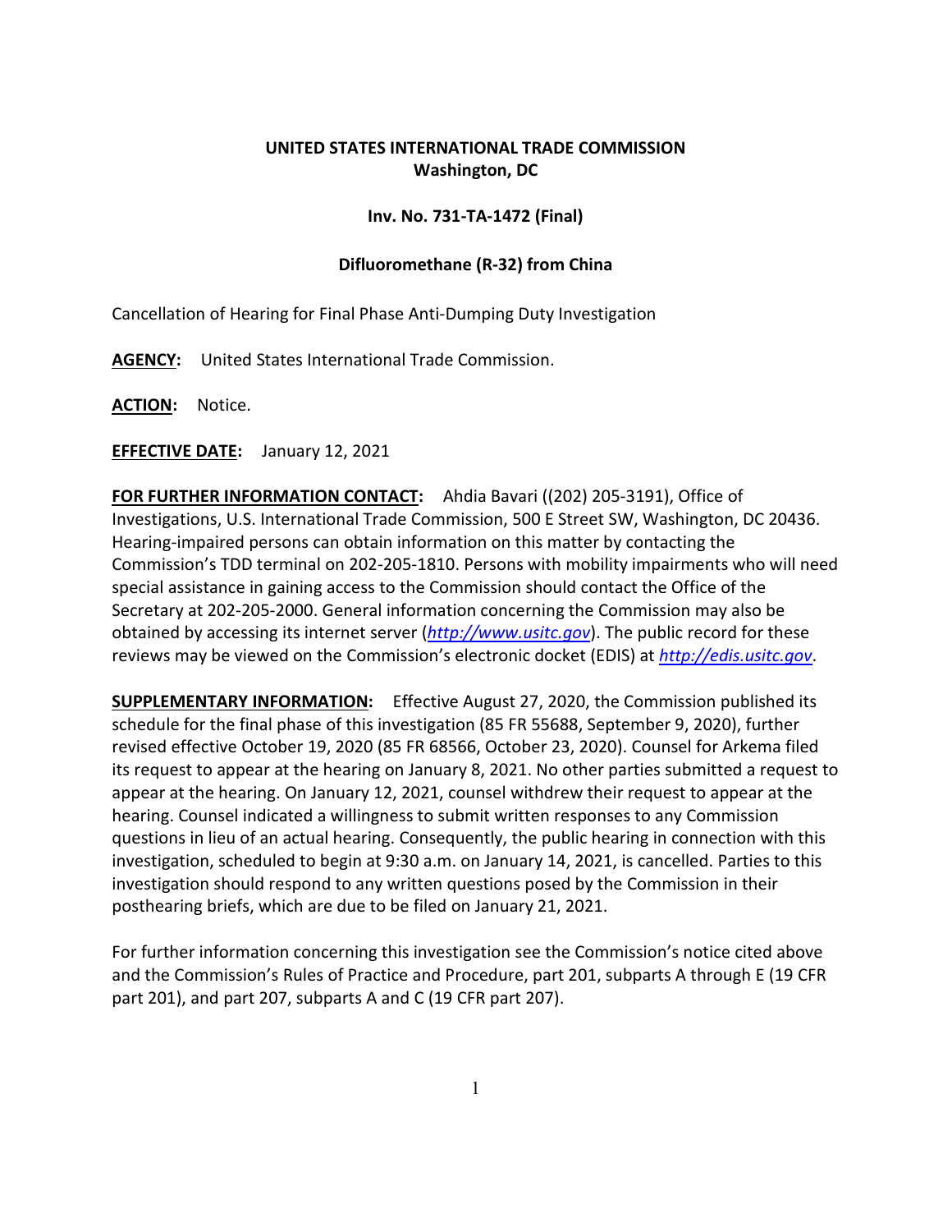**UNITED STATES INTERNATIONAL TRADE COMMISSION**
**Washington, DC**

**Inv. No. 731-TA-1472 (Final)**

**Difluoromethane (R-32) from China**

Cancellation of Hearing for Final Phase Anti-Dumping Duty Investigation

**AGENCY:** United States International Trade Commission.

**ACTION:** Notice.

**EFFECTIVE DATE:** January 12, 2021

**FOR FURTHER INFORMATION CONTACT:** Ahdia Bavari ((202) 205-3191), Office of Investigations, U.S. International Trade Commission, 500 E Street SW, Washington, DC 20436. Hearing-impaired persons can obtain information on this matter by contacting the Commission's TDD terminal on 202-205-1810. Persons with mobility impairments who will need special assistance in gaining access to the Commission should contact the Office of the Secretary at 202-205-2000. General information concerning the Commission may also be obtained by accessing its internet server (*http://www.usitc.gov*). The public record for these reviews may be viewed on the Commission's electronic docket (EDIS) at *http://edis.usitc.gov*.

**SUPPLEMENTARY INFORMATION:** Effective August 27, 2020, the Commission published its schedule for the final phase of this investigation (85 FR 55688, September 9, 2020), further revised effective October 19, 2020 (85 FR 68566, October 23, 2020). Counsel for Arkema filed its request to appear at the hearing on January 8, 2021. No other parties submitted a request to appear at the hearing. On January 12, 2021, counsel withdrew their request to appear at the hearing. Counsel indicated a willingness to submit written responses to any Commission questions in lieu of an actual hearing. Consequently, the public hearing in connection with this investigation, scheduled to begin at 9:30 a.m. on January 14, 2021, is cancelled. Parties to this investigation should respond to any written questions posed by the Commission in their posthearing briefs, which are due to be filed on January 21, 2021.

For further information concerning this investigation see the Commission's notice cited above and the Commission's Rules of Practice and Procedure, part 201, subparts A through E (19 CFR part 201), and part 207, subparts A and C (19 CFR part 207).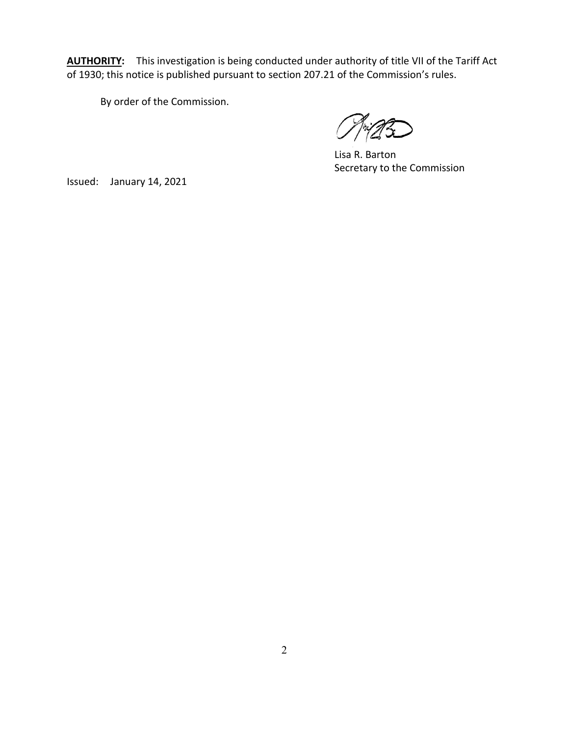**AUTHORITY:** This investigation is being conducted under authority of title VII of the Tariff Act of 1930; this notice is published pursuant to section 207.21 of the Commission's rules.

By order of the Commission.

Lisa R. Barton
Secretary to the Commission

Issued: January 14, 2021